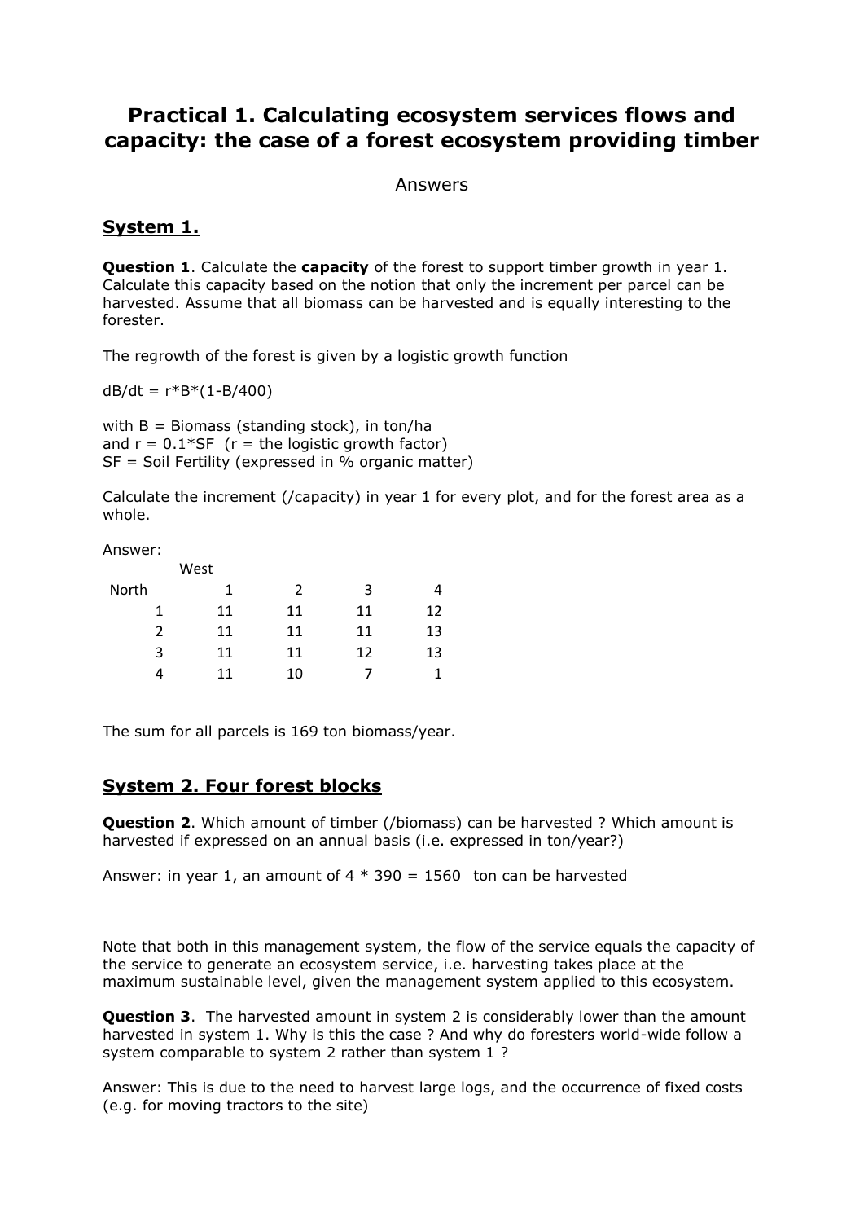# Practical 1. Calculating ecosystem services flows and capacity: the case of a forest ecosystem providing timber

Answers

## System 1.

**Question 1**. Calculate the **capacity** of the forest to support timber growth in year 1. Calculate this capacity based on the notion that only the increment per parcel can be harvested. Assume that all biomass can be harvested and is equally interesting to the forester.

The regrowth of the forest is given by a logistic growth function

dB/dt = r*B*(1-B/400)

with B = Biomass (standing stock), in ton/ha
and r = 0.1*SF (r = the logistic growth factor)
SF = Soil Fertility (expressed in % organic matter)

Calculate the increment (/capacity) in year 1 for every plot, and for the forest area as a whole.

Answer:

| North \ West | 1 | 2 | 3 | 4 |
|---|---|---|---|---|
| 1 | 11 | 11 | 11 | 12 |
| 2 | 11 | 11 | 11 | 13 |
| 3 | 11 | 11 | 12 | 13 |
| 4 | 11 | 10 | 7 | 1 |

The sum for all parcels is 169 ton biomass/year.

## System 2. Four forest blocks

**Question 2**. Which amount of timber (/biomass) can be harvested ? Which amount is harvested if expressed on an annual basis (i.e. expressed in ton/year?)

Answer: in year 1, an amount of 4 * 390 = 1560 ton can be harvested

Note that both in this management system, the flow of the service equals the capacity of the service to generate an ecosystem service, i.e. harvesting takes place at the maximum sustainable level, given the management system applied to this ecosystem.

**Question 3**. The harvested amount in system 2 is considerably lower than the amount harvested in system 1. Why is this the case ? And why do foresters world-wide follow a system comparable to system 2 rather than system 1 ?

Answer: This is due to the need to harvest large logs, and the occurrence of fixed costs (e.g. for moving tractors to the site)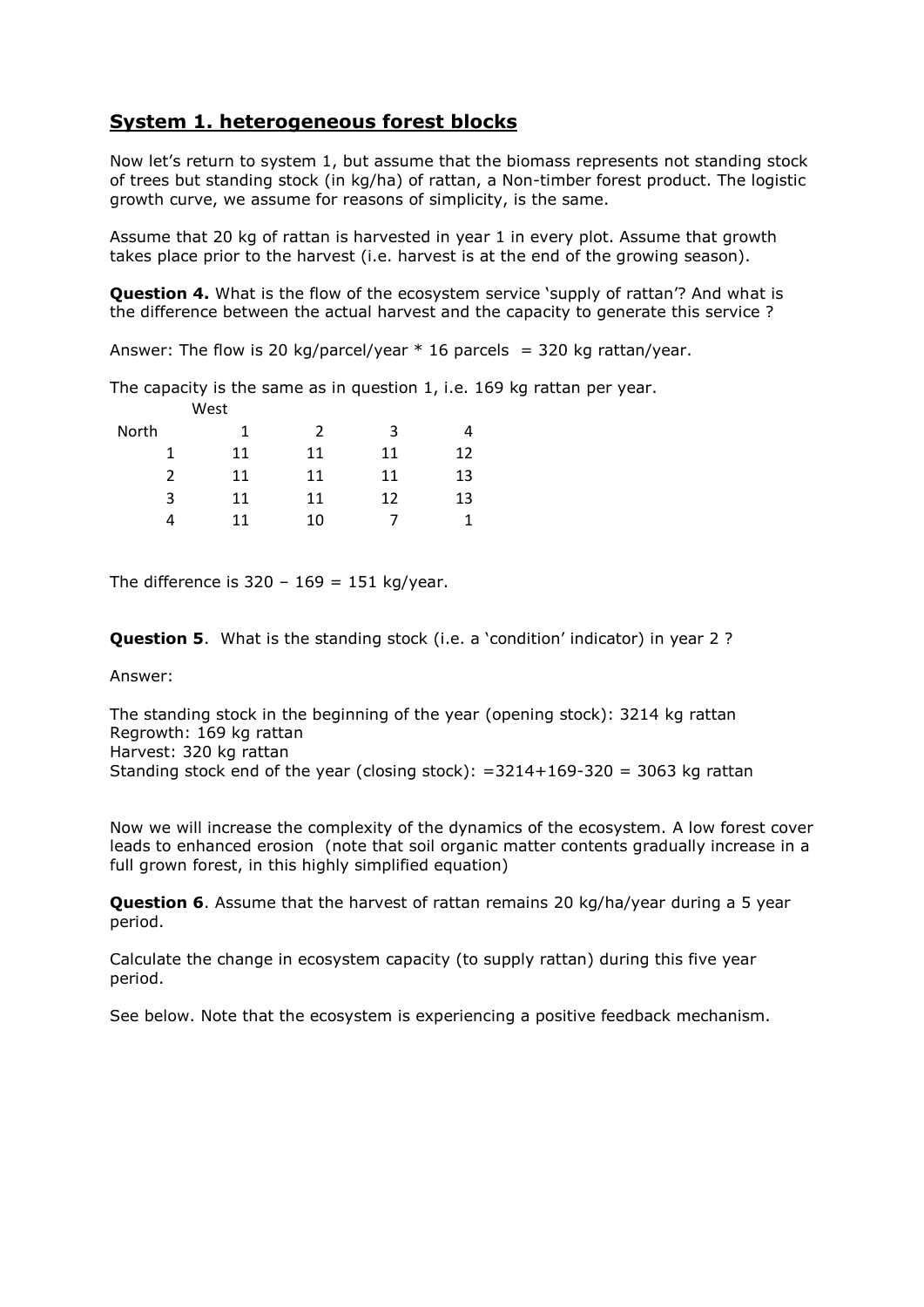## System 1. heterogeneous forest blocks

Now let's return to system 1, but assume that the biomass represents not standing stock of trees but standing stock (in kg/ha) of rattan, a Non-timber forest product. The logistic growth curve, we assume for reasons of simplicity, is the same.

Assume that 20 kg of rattan is harvested in year 1 in every plot. Assume that growth takes place prior to the harvest (i.e. harvest is at the end of the growing season).

**Question 4.** What is the flow of the ecosystem service 'supply of rattan'? And what is the difference between the actual harvest and the capacity to generate this service ?

Answer: The flow is 20 kg/parcel/year * 16 parcels = 320 kg rattan/year.

The capacity is the same as in question 1, i.e. 169 kg rattan per year.

| | West | | | |
|---|---|---|---|---|
| North | 1 | 2 | 3 | 4 |
| 1 | 11 | 11 | 11 | 12 |
| 2 | 11 | 11 | 11 | 13 |
| 3 | 11 | 11 | 12 | 13 |
| 4 | 11 | 10 | 7 | 1 |

The difference is 320 – 169 = 151 kg/year.

**Question 5**. What is the standing stock (i.e. a 'condition' indicator) in year 2 ?

Answer:

The standing stock in the beginning of the year (opening stock): 3214 kg rattan
Regrowth: 169 kg rattan
Harvest: 320 kg rattan
Standing stock end of the year (closing stock): =3214+169-320 = 3063 kg rattan

Now we will increase the complexity of the dynamics of the ecosystem. A low forest cover leads to enhanced erosion (note that soil organic matter contents gradually increase in a full grown forest, in this highly simplified equation)

**Question 6**. Assume that the harvest of rattan remains 20 kg/ha/year during a 5 year period.

Calculate the change in ecosystem capacity (to supply rattan) during this five year period.

See below. Note that the ecosystem is experiencing a positive feedback mechanism.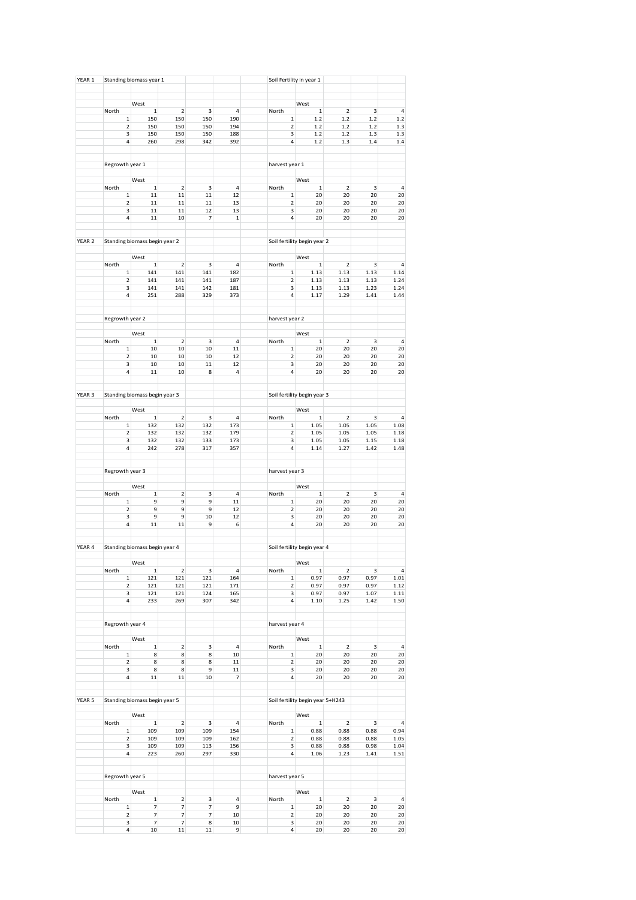## YEAR 1

**Standing biomass year 1**

| North \ West | 1 | 2 | 3 | 4 |
|---|---|---|---|---|
| 1 | 150 | 150 | 150 | 190 |
| 2 | 150 | 150 | 150 | 194 |
| 3 | 150 | 150 | 150 | 188 |
| 4 | 260 | 298 | 342 | 392 |

**Soil Fertility in year 1**

| North \ West | 1 | 2 | 3 | 4 |
|---|---|---|---|---|
| 1 | 1.2 | 1.2 | 1.2 | 1.2 |
| 2 | 1.2 | 1.2 | 1.2 | 1.3 |
| 3 | 1.2 | 1.2 | 1.3 | 1.3 |
| 4 | 1.2 | 1.3 | 1.4 | 1.4 |

**Regrowth year 1**

| North \ West | 1 | 2 | 3 | 4 |
|---|---|---|---|---|
| 1 | 11 | 11 | 11 | 12 |
| 2 | 11 | 11 | 11 | 13 |
| 3 | 11 | 11 | 12 | 13 |
| 4 | 11 | 10 | 7 | 1 |

**harvest year 1**

| North \ West | 1 | 2 | 3 | 4 |
|---|---|---|---|---|
| 1 | 20 | 20 | 20 | 20 |
| 2 | 20 | 20 | 20 | 20 |
| 3 | 20 | 20 | 20 | 20 |
| 4 | 20 | 20 | 20 | 20 |

## YEAR 2

**Standing biomass begin year 2**

| North \ West | 1 | 2 | 3 | 4 |
|---|---|---|---|---|
| 1 | 141 | 141 | 141 | 182 |
| 2 | 141 | 141 | 141 | 187 |
| 3 | 141 | 141 | 142 | 181 |
| 4 | 251 | 288 | 329 | 373 |

**Soil fertility begin year 2**

| North \ West | 1 | 2 | 3 | 4 |
|---|---|---|---|---|
| 1 | 1.13 | 1.13 | 1.13 | 1.14 |
| 2 | 1.13 | 1.13 | 1.13 | 1.24 |
| 3 | 1.13 | 1.13 | 1.23 | 1.24 |
| 4 | 1.17 | 1.29 | 1.41 | 1.44 |

**Regrowth year 2**

| North \ West | 1 | 2 | 3 | 4 |
|---|---|---|---|---|
| 1 | 10 | 10 | 10 | 11 |
| 2 | 10 | 10 | 10 | 12 |
| 3 | 10 | 10 | 11 | 12 |
| 4 | 11 | 10 | 8 | 4 |

**harvest year 2**

| North \ West | 1 | 2 | 3 | 4 |
|---|---|---|---|---|
| 1 | 20 | 20 | 20 | 20 |
| 2 | 20 | 20 | 20 | 20 |
| 3 | 20 | 20 | 20 | 20 |
| 4 | 20 | 20 | 20 | 20 |

## YEAR 3

**Standing biomass begin year 3**

| North \ West | 1 | 2 | 3 | 4 |
|---|---|---|---|---|
| 1 | 132 | 132 | 132 | 173 |
| 2 | 132 | 132 | 132 | 179 |
| 3 | 132 | 132 | 133 | 173 |
| 4 | 242 | 278 | 317 | 357 |

**Soil fertility begin year 3**

| North \ West | 1 | 2 | 3 | 4 |
|---|---|---|---|---|
| 1 | 1.05 | 1.05 | 1.05 | 1.08 |
| 2 | 1.05 | 1.05 | 1.05 | 1.18 |
| 3 | 1.05 | 1.05 | 1.15 | 1.18 |
| 4 | 1.14 | 1.27 | 1.42 | 1.48 |

**Regrowth year 3**

| North \ West | 1 | 2 | 3 | 4 |
|---|---|---|---|---|
| 1 | 9 | 9 | 9 | 11 |
| 2 | 9 | 9 | 9 | 12 |
| 3 | 9 | 9 | 10 | 12 |
| 4 | 11 | 11 | 9 | 6 |

**harvest year 3**

| North \ West | 1 | 2 | 3 | 4 |
|---|---|---|---|---|
| 1 | 20 | 20 | 20 | 20 |
| 2 | 20 | 20 | 20 | 20 |
| 3 | 20 | 20 | 20 | 20 |
| 4 | 20 | 20 | 20 | 20 |

## YEAR 4

**Standing biomass begin year 4**

| North \ West | 1 | 2 | 3 | 4 |
|---|---|---|---|---|
| 1 | 121 | 121 | 121 | 164 |
| 2 | 121 | 121 | 121 | 171 |
| 3 | 121 | 121 | 124 | 165 |
| 4 | 233 | 269 | 307 | 342 |

**Soil fertility begin year 4**

| North \ West | 1 | 2 | 3 | 4 |
|---|---|---|---|---|
| 1 | 0.97 | 0.97 | 0.97 | 1.01 |
| 2 | 0.97 | 0.97 | 0.97 | 1.12 |
| 3 | 0.97 | 0.97 | 1.07 | 1.11 |
| 4 | 1.10 | 1.25 | 1.42 | 1.50 |

**Regrowth year 4**

| North \ West | 1 | 2 | 3 | 4 |
|---|---|---|---|---|
| 1 | 8 | 8 | 8 | 10 |
| 2 | 8 | 8 | 8 | 11 |
| 3 | 8 | 8 | 9 | 11 |
| 4 | 11 | 11 | 10 | 7 |

**harvest year 4**

| North \ West | 1 | 2 | 3 | 4 |
|---|---|---|---|---|
| 1 | 20 | 20 | 20 | 20 |
| 2 | 20 | 20 | 20 | 20 |
| 3 | 20 | 20 | 20 | 20 |
| 4 | 20 | 20 | 20 | 20 |

## YEAR 5

**Standing biomass begin year 5**

| North \ West | 1 | 2 | 3 | 4 |
|---|---|---|---|---|
| 1 | 109 | 109 | 109 | 154 |
| 2 | 109 | 109 | 109 | 162 |
| 3 | 109 | 109 | 113 | 156 |
| 4 | 223 | 260 | 297 | 330 |

**Soil fertility begin year 5+H243**

| North \ West | 1 | 2 | 3 | 4 |
|---|---|---|---|---|
| 1 | 0.88 | 0.88 | 0.88 | 0.94 |
| 2 | 0.88 | 0.88 | 0.88 | 1.05 |
| 3 | 0.88 | 0.88 | 0.98 | 1.04 |
| 4 | 1.06 | 1.23 | 1.41 | 1.51 |

**Regrowth year 5**

| North \ West | 1 | 2 | 3 | 4 |
|---|---|---|---|---|
| 1 | 7 | 7 | 7 | 9 |
| 2 | 7 | 7 | 7 | 10 |
| 3 | 7 | 7 | 8 | 10 |
| 4 | 10 | 11 | 11 | 9 |

**harvest year 5**

| North \ West | 1 | 2 | 3 | 4 |
|---|---|---|---|---|
| 1 | 20 | 20 | 20 | 20 |
| 2 | 20 | 20 | 20 | 20 |
| 3 | 20 | 20 | 20 | 20 |
| 4 | 20 | 20 | 20 | 20 |